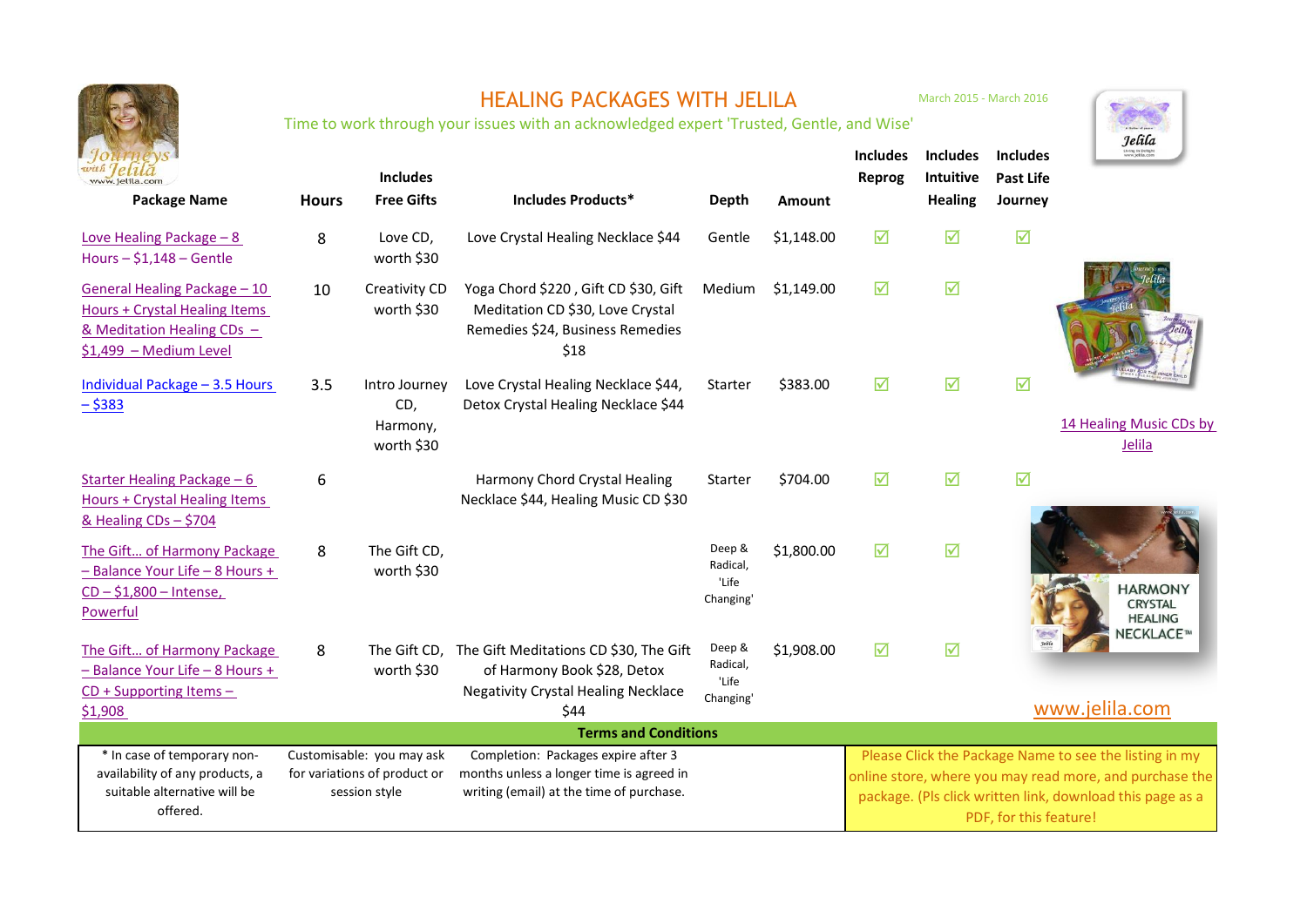# HEALING PACKAGES WITH JELILA

Time to work through your issues with an acknowledged expert 'Trusted, Gentle, and Wise'

March 2015 - March 2016

| Package Name | Hours | Includes Free Gifts | Includes Products* | Depth | Amount | Includes Reprog | Includes Intuitive Healing | Includes Past Life Journey |
|---|---|---|---|---|---|---|---|---|
| Love Healing Package – 8 Hours – $1,148 – Gentle | 8 | Love CD, worth $30 | Love Crystal Healing Necklace $44 | Gentle | $1,148.00 | ☑ | ☑ | ☑ |
| General Healing Package – 10 Hours + Crystal Healing Items & Meditation Healing CDs – $1,499 – Medium Level | 10 | Creativity CD worth $30 | Yoga Chord $220 , Gift CD $30, Gift Meditation CD $30, Love Crystal Remedies $24, Business Remedies $18 | Medium | $1,149.00 | ☑ | ☑ | |
| Individual Package – 3.5 Hours – $383 | 3.5 | Intro Journey CD, Harmony, worth $30 | Love Crystal Healing Necklace $44, Detox Crystal Healing Necklace $44 | Starter | $383.00 | ☑ | ☑ | ☑ |
| Starter Healing Package – 6 Hours + Crystal Healing Items & Healing CDs – $704 | 6 | | Harmony Chord Crystal Healing Necklace $44, Healing Music CD $30 | Starter | $704.00 | ☑ | ☑ | ☑ |
| The Gift… of Harmony Package – Balance Your Life – 8 Hours + CD – $1,800 – Intense, Powerful | 8 | The Gift CD, worth $30 | | Deep & Radical, 'Life Changing' | $1,800.00 | ☑ | ☑ | |
| The Gift… of Harmony Package – Balance Your Life – 8 Hours + CD + Supporting Items – $1,908 | 8 | The Gift CD, worth $30 | The Gift Meditations CD $30, The Gift of Harmony Book $28, Detox Negativity Crystal Healing Necklace $44 | Deep & Radical, 'Life Changing' | $1,908.00 | ☑ | ☑ | |

14 Healing Music CDs by Jelila

HARMONY CRYSTAL HEALING NECKLACE™

www.jelila.com

**Terms and Conditions**

* In case of temporary non-availability of any products, a suitable alternative will be offered.

Customisable: you may ask for variations of product or session style

Completion: Packages expire after 3 months unless a longer time is agreed in writing (email) at the time of purchase.

Please Click the Package Name to see the listing in my online store, where you may read more, and purchase the package. (Pls click written link, download this page as a PDF, for this feature!